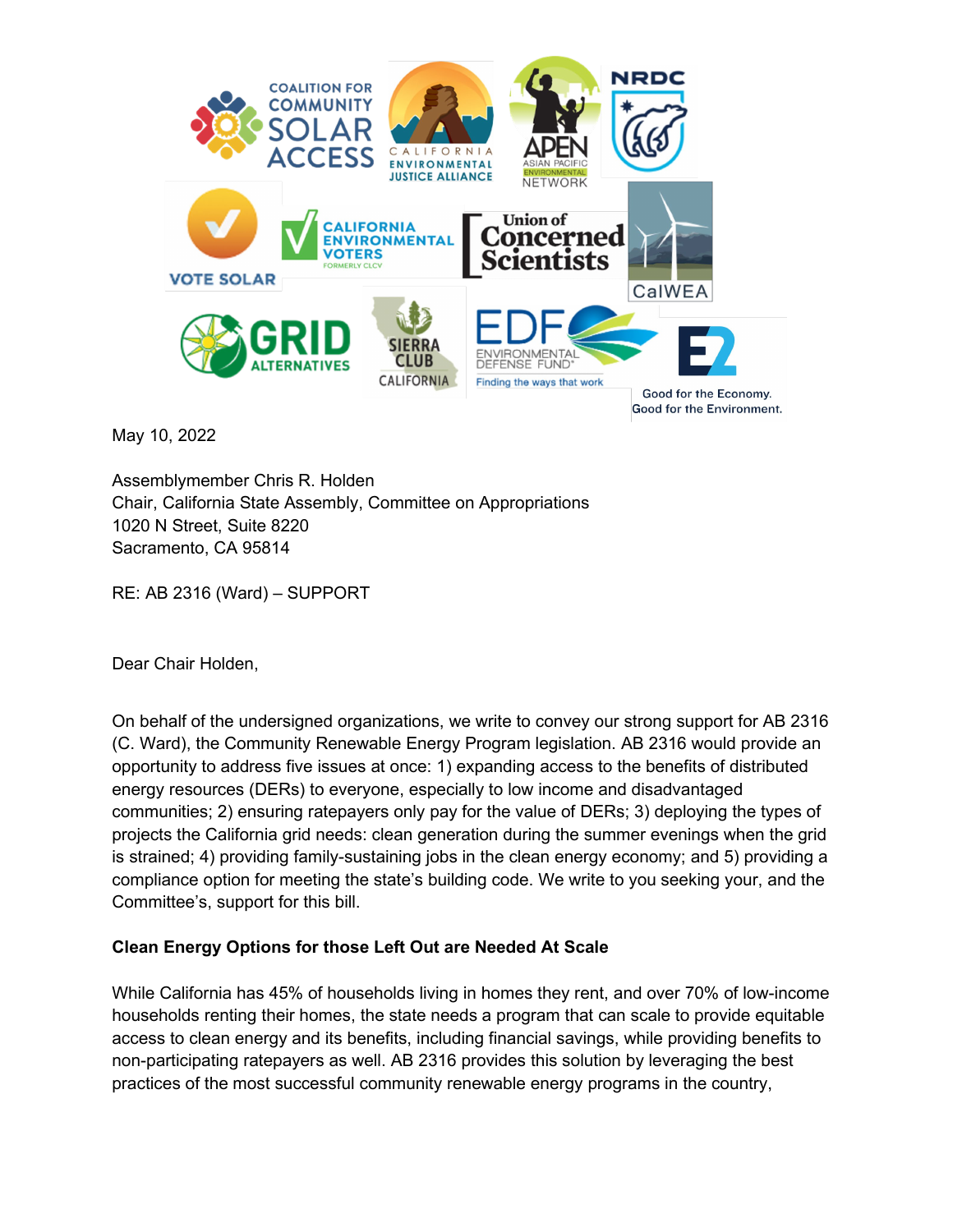May 10, 2022

Assemblymember Chris R. Holden
Chair, California State Assembly, Committee on Appropriations
1020 N Street, Suite 8220
Sacramento, CA 95814

RE: AB 2316 (Ward) – SUPPORT

Dear Chair Holden,

On behalf of the undersigned organizations, we write to convey our strong support for AB 2316 (C. Ward), the Community Renewable Energy Program legislation. AB 2316 would provide an opportunity to address five issues at once: 1) expanding access to the benefits of distributed energy resources (DERs) to everyone, especially to low income and disadvantaged communities; 2) ensuring ratepayers only pay for the value of DERs; 3) deploying the types of projects the California grid needs: clean generation during the summer evenings when the grid is strained; 4) providing family-sustaining jobs in the clean energy economy; and 5) providing a compliance option for meeting the state's building code. We write to you seeking your, and the Committee's, support for this bill.

**Clean Energy Options for those Left Out are Needed At Scale**

While California has 45% of households living in homes they rent, and over 70% of low-income households renting their homes, the state needs a program that can scale to provide equitable access to clean energy and its benefits, including financial savings, while providing benefits to non-participating ratepayers as well. AB 2316 provides this solution by leveraging the best practices of the most successful community renewable energy programs in the country,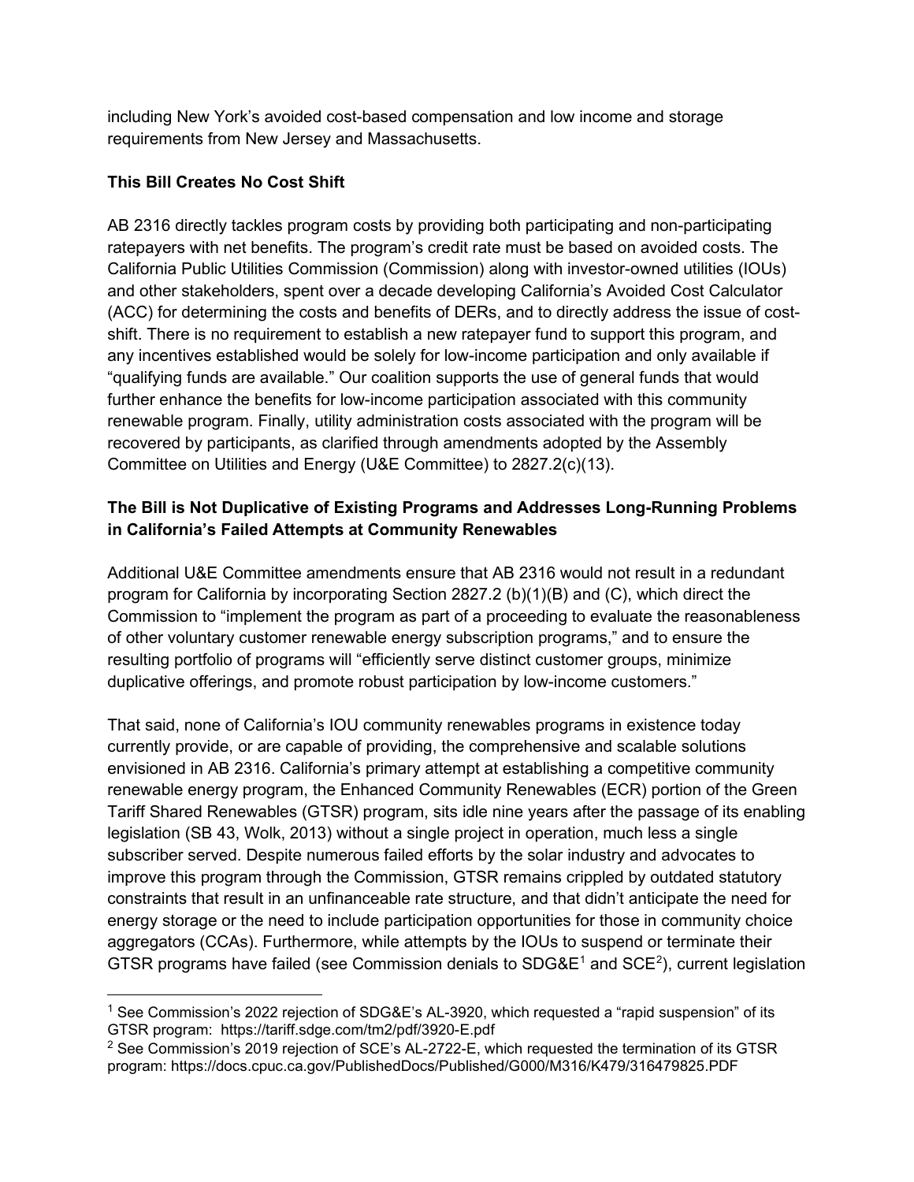including New York's avoided cost-based compensation and low income and storage requirements from New Jersey and Massachusetts.

**This Bill Creates No Cost Shift**

AB 2316 directly tackles program costs by providing both participating and non-participating ratepayers with net benefits. The program's credit rate must be based on avoided costs. The California Public Utilities Commission (Commission) along with investor-owned utilities (IOUs) and other stakeholders, spent over a decade developing California's Avoided Cost Calculator (ACC) for determining the costs and benefits of DERs, and to directly address the issue of cost-shift. There is no requirement to establish a new ratepayer fund to support this program, and any incentives established would be solely for low-income participation and only available if "qualifying funds are available." Our coalition supports the use of general funds that would further enhance the benefits for low-income participation associated with this community renewable program. Finally, utility administration costs associated with the program will be recovered by participants, as clarified through amendments adopted by the Assembly Committee on Utilities and Energy (U&E Committee) to 2827.2(c)(13).

**The Bill is Not Duplicative of Existing Programs and Addresses Long-Running Problems in California's Failed Attempts at Community Renewables**

Additional U&E Committee amendments ensure that AB 2316 would not result in a redundant program for California by incorporating Section 2827.2 (b)(1)(B) and (C), which direct the Commission to "implement the program as part of a proceeding to evaluate the reasonableness of other voluntary customer renewable energy subscription programs," and to ensure the resulting portfolio of programs will "efficiently serve distinct customer groups, minimize duplicative offerings, and promote robust participation by low-income customers."

That said, none of California's IOU community renewables programs in existence today currently provide, or are capable of providing, the comprehensive and scalable solutions envisioned in AB 2316. California's primary attempt at establishing a competitive community renewable energy program, the Enhanced Community Renewables (ECR) portion of the Green Tariff Shared Renewables (GTSR) program, sits idle nine years after the passage of its enabling legislation (SB 43, Wolk, 2013) without a single project in operation, much less a single subscriber served. Despite numerous failed efforts by the solar industry and advocates to improve this program through the Commission, GTSR remains crippled by outdated statutory constraints that result in an unfinanceable rate structure, and that didn't anticipate the need for energy storage or the need to include participation opportunities for those in community choice aggregators (CCAs). Furthermore, while attempts by the IOUs to suspend or terminate their GTSR programs have failed (see Commission denials to SDG&E[1] and SCE[2]), current legislation

---

[1] See Commission's 2022 rejection of SDG&E's AL-3920, which requested a "rapid suspension" of its GTSR program: https://tariff.sdge.com/tm2/pdf/3920-E.pdf

[2] See Commission's 2019 rejection of SCE's AL-2722-E, which requested the termination of its GTSR program: https://docs.cpuc.ca.gov/PublishedDocs/Published/G000/M316/K479/316479825.PDF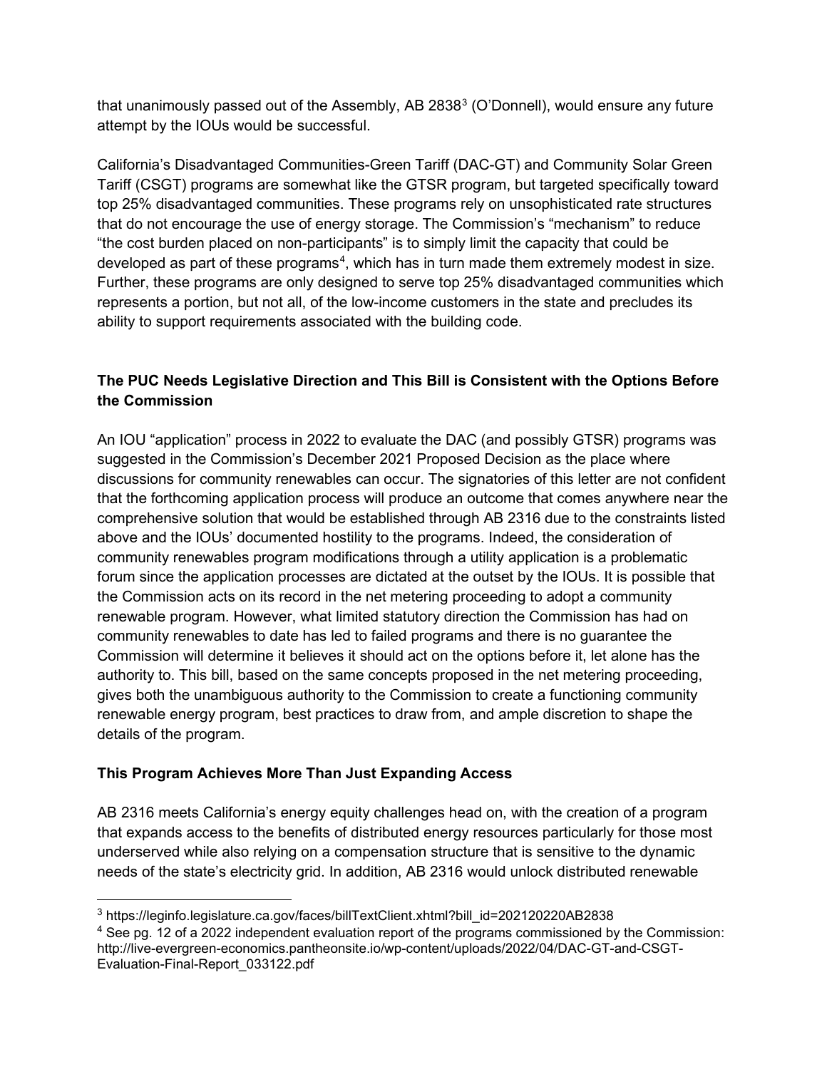that unanimously passed out of the Assembly, AB 2838[3] (O'Donnell), would ensure any future attempt by the IOUs would be successful.

California's Disadvantaged Communities-Green Tariff (DAC-GT) and Community Solar Green Tariff (CSGT) programs are somewhat like the GTSR program, but targeted specifically toward top 25% disadvantaged communities. These programs rely on unsophisticated rate structures that do not encourage the use of energy storage. The Commission's "mechanism" to reduce "the cost burden placed on non-participants" is to simply limit the capacity that could be developed as part of these programs[4], which has in turn made them extremely modest in size. Further, these programs are only designed to serve top 25% disadvantaged communities which represents a portion, but not all, of the low-income customers in the state and precludes its ability to support requirements associated with the building code.

**The PUC Needs Legislative Direction and This Bill is Consistent with the Options Before the Commission**

An IOU "application" process in 2022 to evaluate the DAC (and possibly GTSR) programs was suggested in the Commission's December 2021 Proposed Decision as the place where discussions for community renewables can occur. The signatories of this letter are not confident that the forthcoming application process will produce an outcome that comes anywhere near the comprehensive solution that would be established through AB 2316 due to the constraints listed above and the IOUs' documented hostility to the programs. Indeed, the consideration of community renewables program modifications through a utility application is a problematic forum since the application processes are dictated at the outset by the IOUs. It is possible that the Commission acts on its record in the net metering proceeding to adopt a community renewable program. However, what limited statutory direction the Commission has had on community renewables to date has led to failed programs and there is no guarantee the Commission will determine it believes it should act on the options before it, let alone has the authority to. This bill, based on the same concepts proposed in the net metering proceeding, gives both the unambiguous authority to the Commission to create a functioning community renewable energy program, best practices to draw from, and ample discretion to shape the details of the program.

**This Program Achieves More Than Just Expanding Access**

AB 2316 meets California's energy equity challenges head on, with the creation of a program that expands access to the benefits of distributed energy resources particularly for those most underserved while also relying on a compensation structure that is sensitive to the dynamic needs of the state's electricity grid. In addition, AB 2316 would unlock distributed renewable

---

[3] https://leginfo.legislature.ca.gov/faces/billTextClient.xhtml?bill_id=202120220AB2838

[4] See pg. 12 of a 2022 independent evaluation report of the programs commissioned by the Commission: http://live-evergreen-economics.pantheonsite.io/wp-content/uploads/2022/04/DAC-GT-and-CSGT-Evaluation-Final-Report_033122.pdf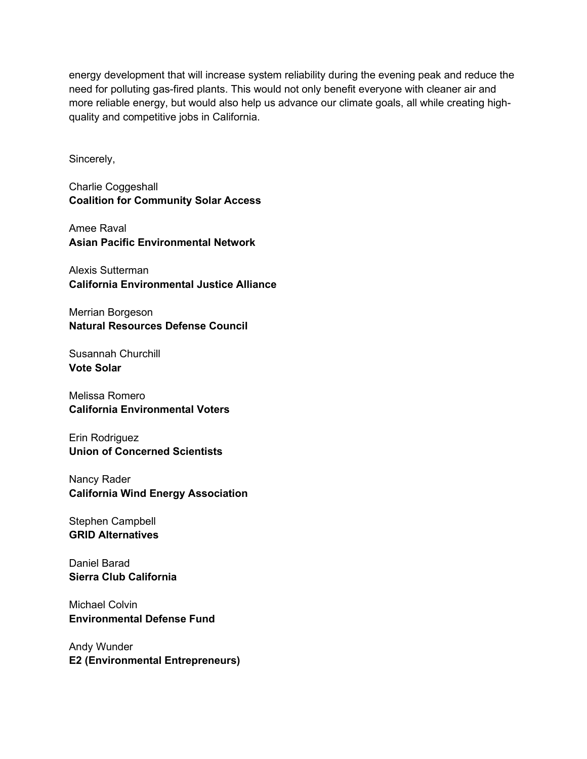energy development that will increase system reliability during the evening peak and reduce the need for polluting gas-fired plants. This would not only benefit everyone with cleaner air and more reliable energy, but would also help us advance our climate goals, all while creating high-quality and competitive jobs in California.

Sincerely,

Charlie Coggeshall
**Coalition for Community Solar Access**

Amee Raval
**Asian Pacific Environmental Network**

Alexis Sutterman
**California Environmental Justice Alliance**

Merrian Borgeson
**Natural Resources Defense Council**

Susannah Churchill
**Vote Solar**

Melissa Romero
**California Environmental Voters**

Erin Rodriguez
**Union of Concerned Scientists**

Nancy Rader
**California Wind Energy Association**

Stephen Campbell
**GRID Alternatives**

Daniel Barad
**Sierra Club California**

Michael Colvin
**Environmental Defense Fund**

Andy Wunder
**E2 (Environmental Entrepreneurs)**